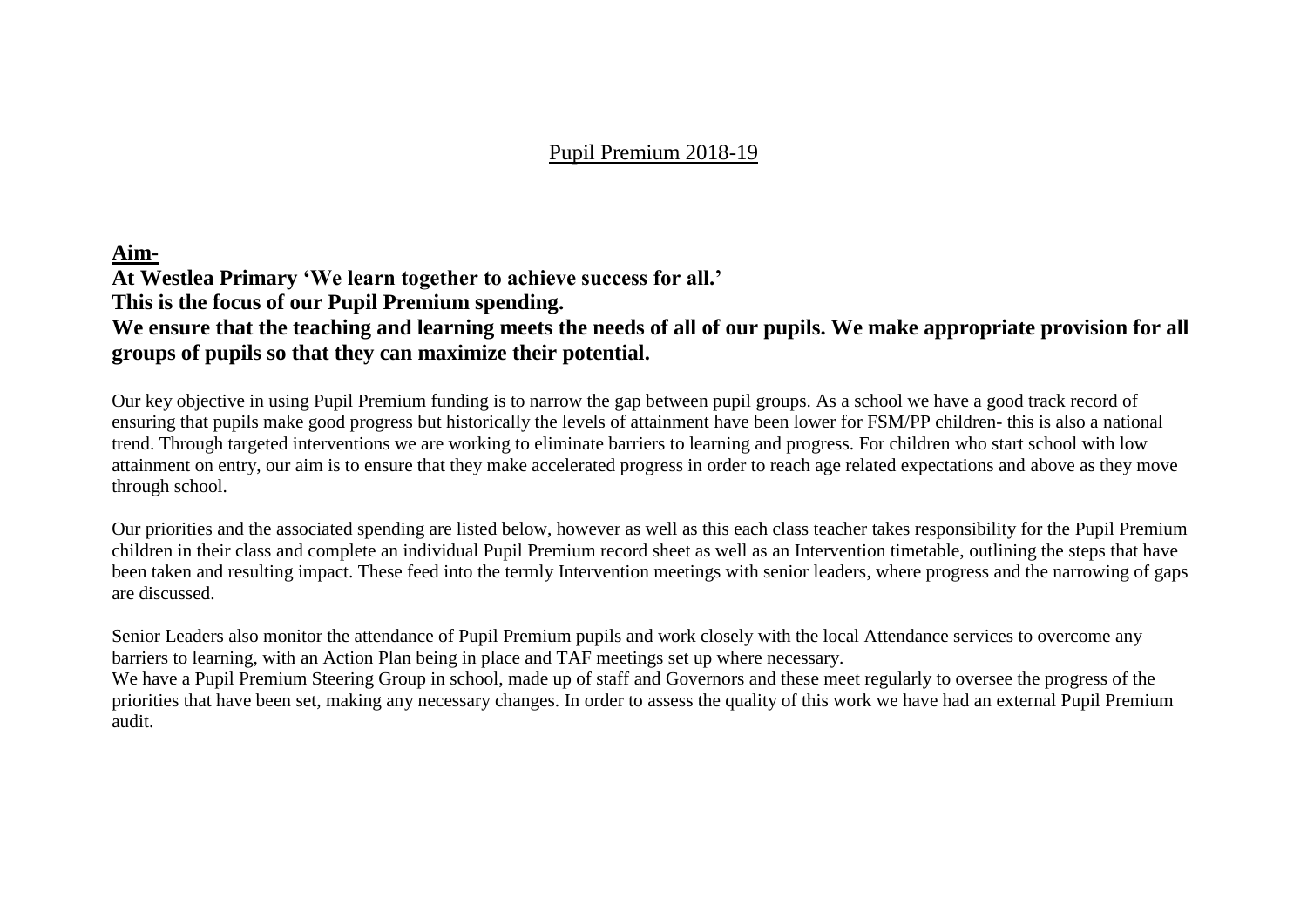# Pupil Premium 2018-19

**Aim-**

**At Westlea Primary 'We learn together to achieve success for all.'**
**This is the focus of our Pupil Premium spending.**
**We ensure that the teaching and learning meets the needs of all of our pupils. We make appropriate provision for all groups of pupils so that they can maximize their potential.**

Our key objective in using Pupil Premium funding is to narrow the gap between pupil groups. As a school we have a good track record of ensuring that pupils make good progress but historically the levels of attainment have been lower for FSM/PP children- this is also a national trend. Through targeted interventions we are working to eliminate barriers to learning and progress. For children who start school with low attainment on entry, our aim is to ensure that they make accelerated progress in order to reach age related expectations and above as they move through school.

Our priorities and the associated spending are listed below, however as well as this each class teacher takes responsibility for the Pupil Premium children in their class and complete an individual Pupil Premium record sheet as well as an Intervention timetable, outlining the steps that have been taken and resulting impact. These feed into the termly Intervention meetings with senior leaders, where progress and the narrowing of gaps are discussed.

Senior Leaders also monitor the attendance of Pupil Premium pupils and work closely with the local Attendance services to overcome any barriers to learning, with an Action Plan being in place and TAF meetings set up where necessary.
We have a Pupil Premium Steering Group in school, made up of staff and Governors and these meet regularly to oversee the progress of the priorities that have been set, making any necessary changes. In order to assess the quality of this work we have had an external Pupil Premium audit.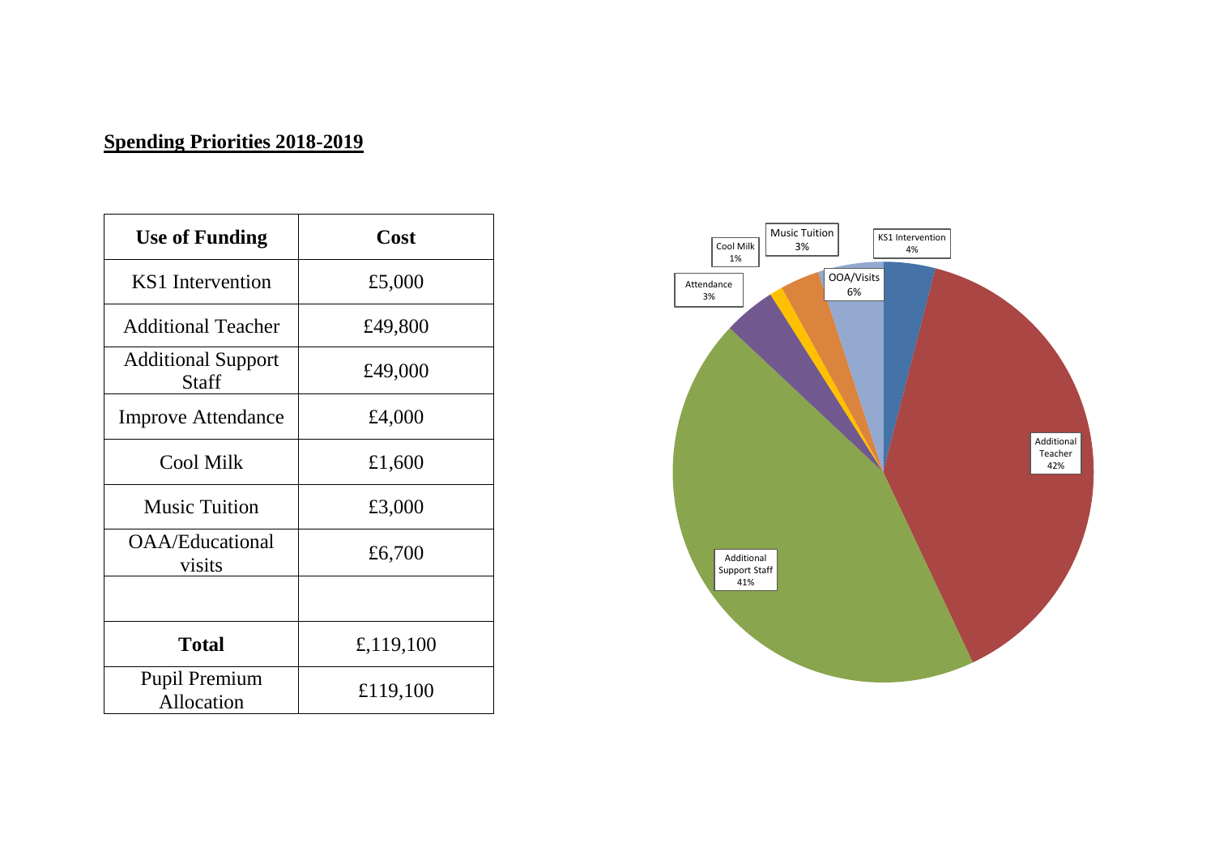## Spending Priorities 2018-2019

| Use of Funding | Cost |
|---|---|
| KS1 Intervention | £5,000 |
| Additional Teacher | £49,800 |
| Additional Support Staff | £49,000 |
| Improve Attendance | £4,000 |
| Cool Milk | £1,600 |
| Music Tuition | £3,000 |
| OAA/Educational visits | £6,700 |
| | |
| **Total** | £,119,100 |
| Pupil Premium Allocation | £119,100 |

KS1 Intervention 4%

Additional Teacher 42%

Additional Support Staff 41%

Attendance 3%

Cool Milk 1%

Music Tuition 3%

OOA/Visits 6%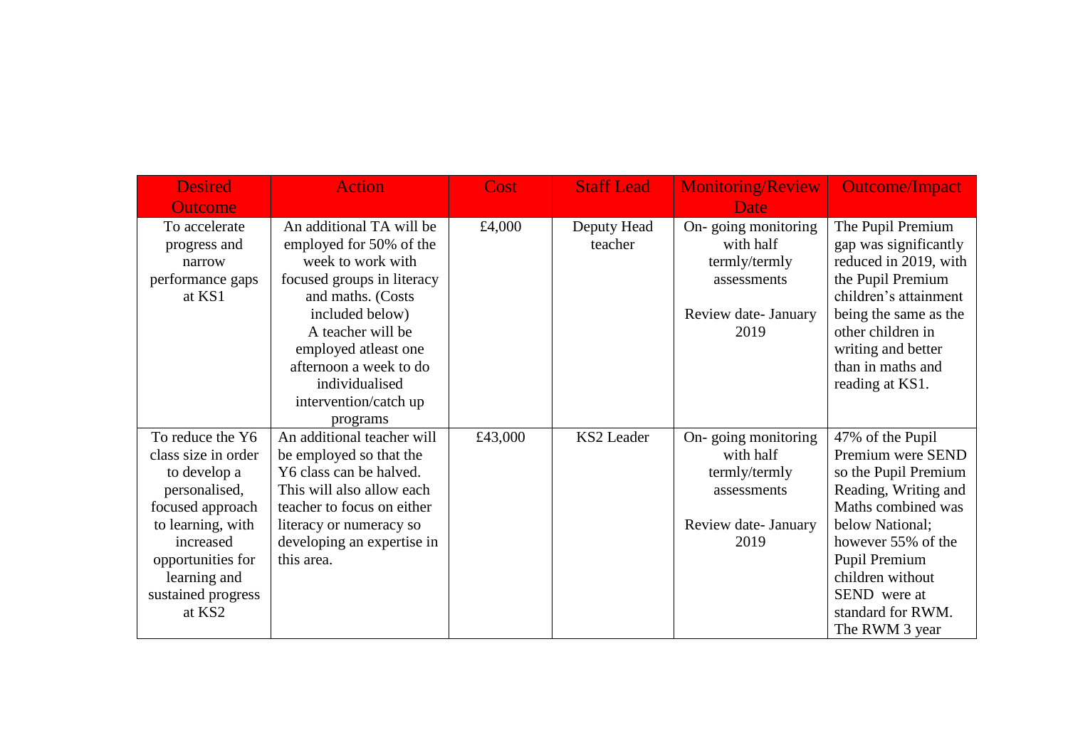| Desired Outcome | Action | Cost | Staff Lead | Monitoring/Review Date | Outcome/Impact |
|---|---|---|---|---|---|
| To accelerate progress and narrow performance gaps at KS1 | An additional TA will be employed for 50% of the week to work with focused groups in literacy and maths. (Costs included below) A teacher will be employed atleast one afternoon a week to do individualised intervention/catch up programs | £4,000 | Deputy Head teacher | On- going monitoring with half termly/termly assessments<br><br>Review date- January 2019 | The Pupil Premium gap was significantly reduced in 2019, with the Pupil Premium children's attainment being the same as the other children in writing and better than in maths and reading at KS1. |
| To reduce the Y6 class size in order to develop a personalised, focused approach to learning, with increased opportunities for learning and sustained progress at KS2 | An additional teacher will be employed so that the Y6 class can be halved. This will also allow each teacher to focus on either literacy or numeracy so developing an expertise in this area. | £43,000 | KS2 Leader | On- going monitoring with half termly/termly assessments<br><br>Review date- January 2019 | 47% of the Pupil Premium were SEND so the Pupil Premium Reading, Writing and Maths combined was below National; however 55% of the Pupil Premium children without SEND were at standard for RWM. The RWM 3 year |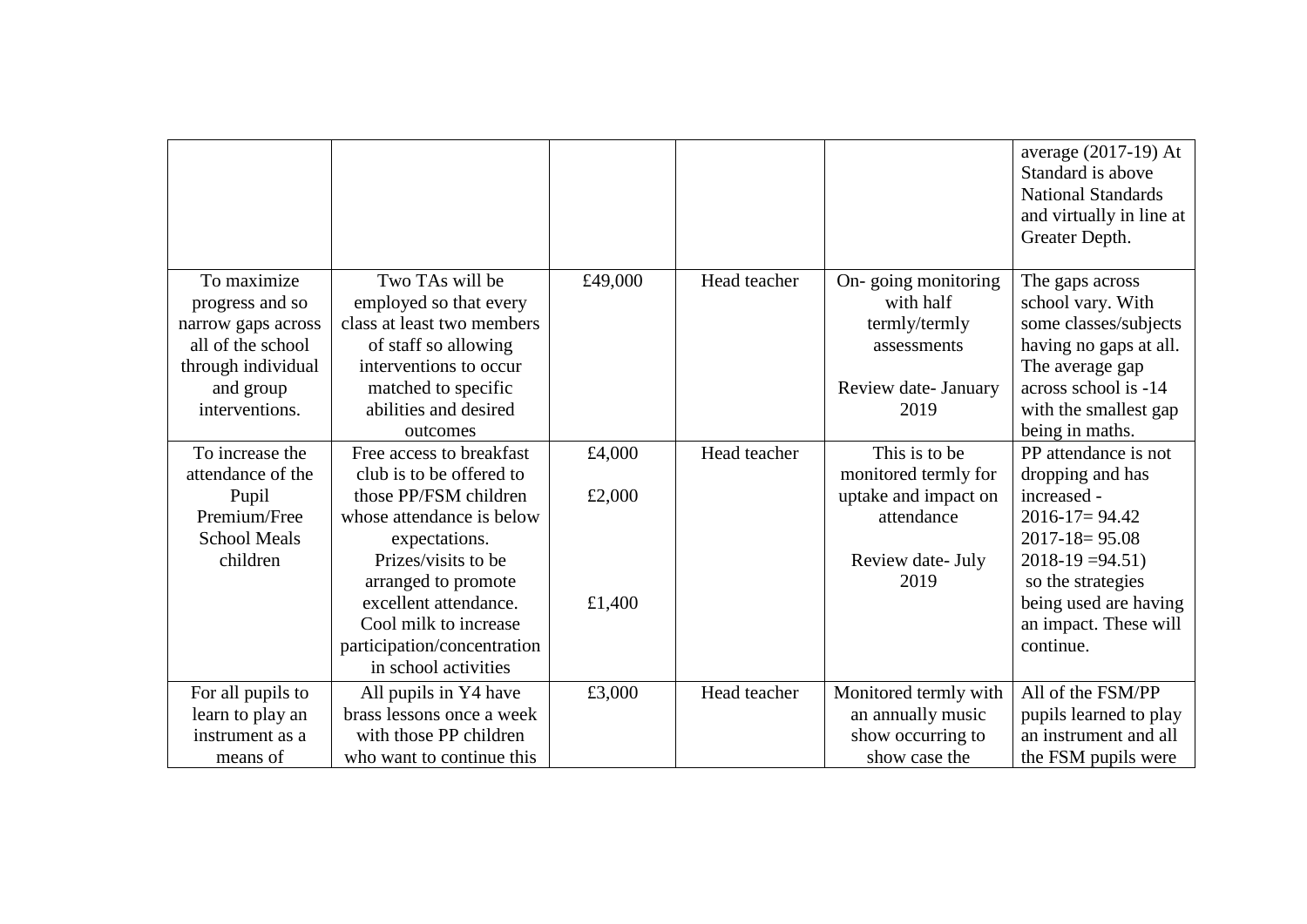| | | | | | |
|---|---|---|---|---|---|
| | | | | | average (2017-19) At Standard is above National Standards and virtually in line at Greater Depth. |
| To maximize progress and so narrow gaps across all of the school through individual and group interventions. | Two TAs will be employed so that every class at least two members of staff so allowing interventions to occur matched to specific abilities and desired outcomes | £49,000 | Head teacher | On- going monitoring with half termly/termly assessments<br><br>Review date- January 2019 | The gaps across school vary. With some classes/subjects having no gaps at all. The average gap across school is -14 with the smallest gap being in maths. |
| To increase the attendance of the Pupil Premium/Free School Meals children | Free access to breakfast club is to be offered to those PP/FSM children whose attendance is below expectations.<br>Prizes/visits to be arranged to promote excellent attendance.<br>Cool milk to increase participation/concentration in school activities | £4,000<br><br>£2,000<br><br><br><br>£1,400 | Head teacher | This is to be monitored termly for uptake and impact on attendance<br><br>Review date- July 2019 | PP attendance is not dropping and has increased -<br>2016-17= 94.42<br>2017-18= 95.08<br>2018-19 =94.51)<br>so the strategies being used are having an impact. These will continue. |
| For all pupils to learn to play an instrument as a means of | All pupils in Y4 have brass lessons once a week with those PP children who want to continue this | £3,000 | Head teacher | Monitored termly with an annually music show occurring to show case the | All of the FSM/PP pupils learned to play an instrument and all the FSM pupils were |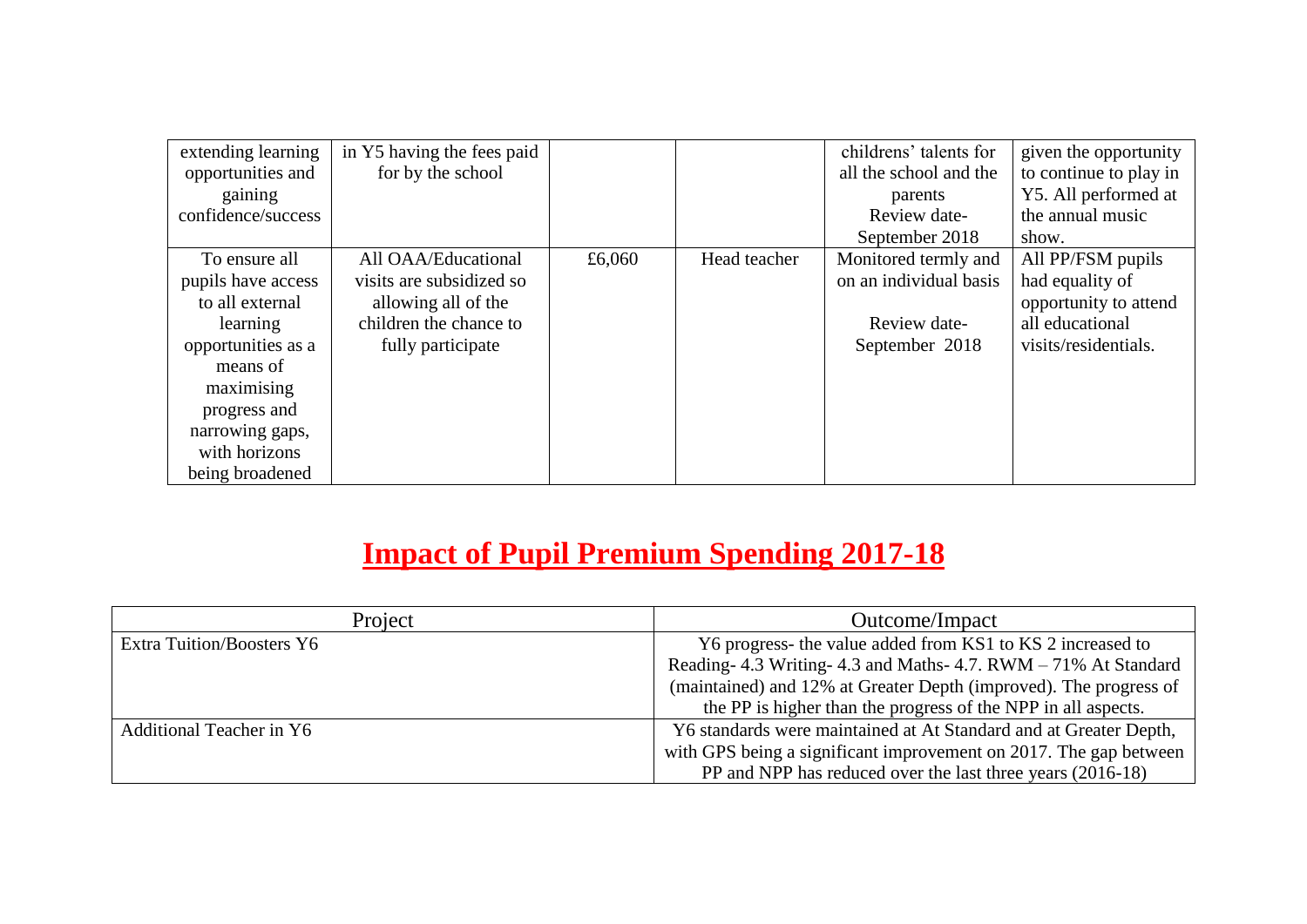| | | | | | |
|---|---|---|---|---|---|
| extending learning opportunities and gaining confidence/success | in Y5 having the fees paid for by the school | | | childrens' talents for all the school and the parents<br>Review date- September 2018 | given the opportunity to continue to play in Y5. All performed at the annual music show. |
| To ensure all pupils have access to all external learning opportunities as a means of maximising progress and narrowing gaps, with horizons being broadened | All OAA/Educational visits are subsidized so allowing all of the children the chance to fully participate | £6,060 | Head teacher | Monitored termly and on an individual basis<br>Review date- September 2018 | All PP/FSM pupils had equality of opportunity to attend all educational visits/residentials. |

# **Impact of Pupil Premium Spending 2017-18**

| Project | Outcome/Impact |
|---|---|
| Extra Tuition/Boosters Y6 | Y6 progress- the value added from KS1 to KS 2 increased to Reading- 4.3 Writing- 4.3 and Maths- 4.7. RWM – 71% At Standard (maintained) and 12% at Greater Depth (improved). The progress of the PP is higher than the progress of the NPP in all aspects. |
| Additional Teacher in Y6 | Y6 standards were maintained at At Standard and at Greater Depth, with GPS being a significant improvement on 2017. The gap between PP and NPP has reduced over the last three years (2016-18) |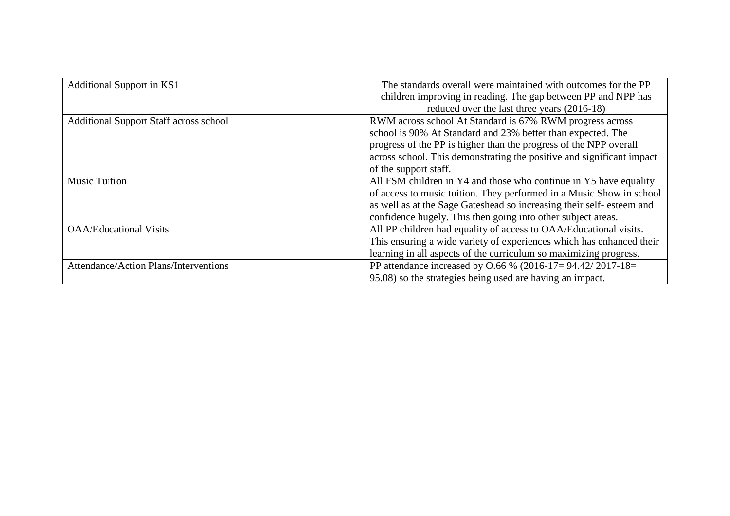| | |
|---|---|
| Additional Support in KS1 | The standards overall were maintained with outcomes for the PP children improving in reading. The gap between PP and NPP has reduced over the last three years (2016-18) |
| Additional Support Staff across school | RWM across school At Standard is 67% RWM progress across school is 90% At Standard and 23% better than expected. The progress of the PP is higher than the progress of the NPP overall across school. This demonstrating the positive and significant impact of the support staff. |
| Music Tuition | All FSM children in Y4 and those who continue in Y5 have equality of access to music tuition. They performed in a Music Show in school as well as at the Sage Gateshead so increasing their self- esteem and confidence hugely. This then going into other subject areas. |
| OAA/Educational Visits | All PP children had equality of access to OAA/Educational visits. This ensuring a wide variety of experiences which has enhanced their learning in all aspects of the curriculum so maximizing progress. |
| Attendance/Action Plans/Interventions | PP attendance increased by O.66 % (2016-17= 94.42/ 2017-18= 95.08) so the strategies being used are having an impact. |